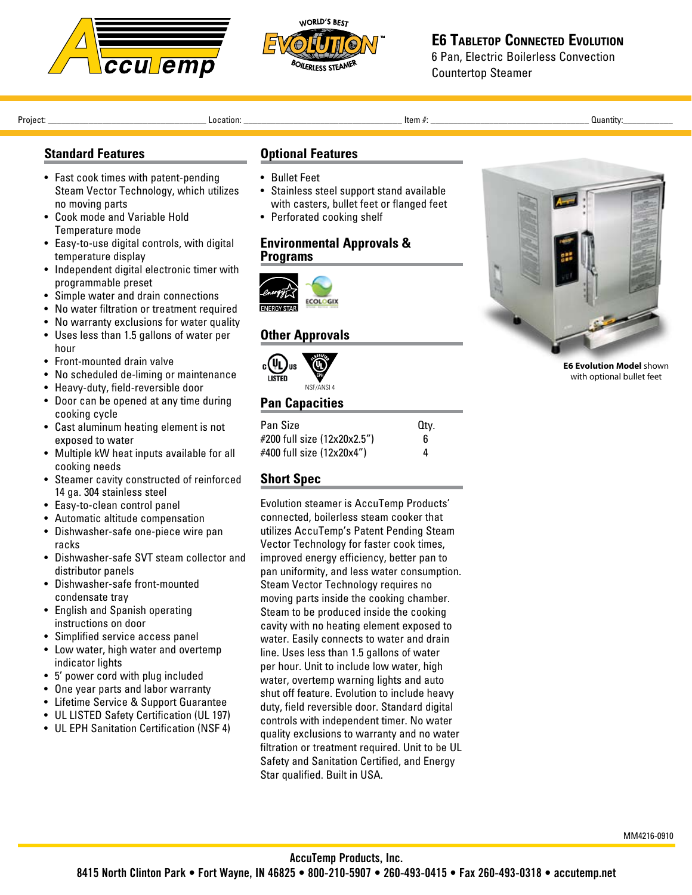# E6 Tabletop Connected Evolution

6 Pan, Electric Boilerless Convection Countertop Steamer

Project: ______________________ Location: ______________________ Item #: ______________________ Quantity: __________

## Standard Features

- Fast cook times with patent-pending Steam Vector Technology, which utilizes no moving parts
- Cook mode and Variable Hold Temperature mode
- Easy-to-use digital controls, with digital temperature display
- Independent digital electronic timer with programmable preset
- Simple water and drain connections
- No water filtration or treatment required
- No warranty exclusions for water quality
- Uses less than 1.5 gallons of water per hour
- Front-mounted drain valve
- No scheduled de-liming or maintenance
- Heavy-duty, field-reversible door
- Door can be opened at any time during cooking cycle
- Cast aluminum heating element is not exposed to water
- Multiple kW heat inputs available for all cooking needs
- Steamer cavity constructed of reinforced 14 ga. 304 stainless steel
- Easy-to-clean control panel
- Automatic altitude compensation
- Dishwasher-safe one-piece wire pan racks
- Dishwasher-safe SVT steam collector and distributor panels
- Dishwasher-safe front-mounted condensate tray
- English and Spanish operating instructions on door
- Simplified service access panel
- Low water, high water and overtemp indicator lights
- 5' power cord with plug included
- One year parts and labor warranty
- Lifetime Service & Support Guarantee
- UL LISTED Safety Certification (UL 197)
- UL EPH Sanitation Certification (NSF 4)

## Optional Features

- Bullet Feet
- Stainless steel support stand available with casters, bullet feet or flanged feet
- Perforated cooking shelf

## Environmental Approvals & Programs

ENERGY STAR ECOLOGIX

## Other Approvals

c UL us LISTED — NSF/ANSI 4

## Pan Capacities

| Pan Size | Qty. |
|---|---|
| #200 full size (12x20x2.5") | 6 |
| #400 full size (12x20x4") | 4 |

## Short Spec

Evolution steamer is AccuTemp Products' connected, boilerless steam cooker that utilizes AccuTemp's Patent Pending Steam Vector Technology for faster cook times, improved energy efficiency, better pan to pan uniformity, and less water consumption. Steam Vector Technology requires no moving parts inside the cooking chamber. Steam to be produced inside the cooking cavity with no heating element exposed to water. Easily connects to water and drain line. Uses less than 1.5 gallons of water per hour. Unit to include low water, high water, overtemp warning lights and auto shut off feature. Evolution to include heavy duty, field reversible door. Standard digital controls with independent timer. No water quality exclusions to warranty and no water filtration or treatment required. Unit to be UL Safety and Sanitation Certified, and Energy Star qualified. Built in USA.

**E6 Evolution Model** shown with optional bullet feet

MM4216-0910

AccuTemp Products, Inc.
8415 North Clinton Park • Fort Wayne, IN 46825 • 800-210-5907 • 260-493-0415 • Fax 260-493-0318 • accutemp.net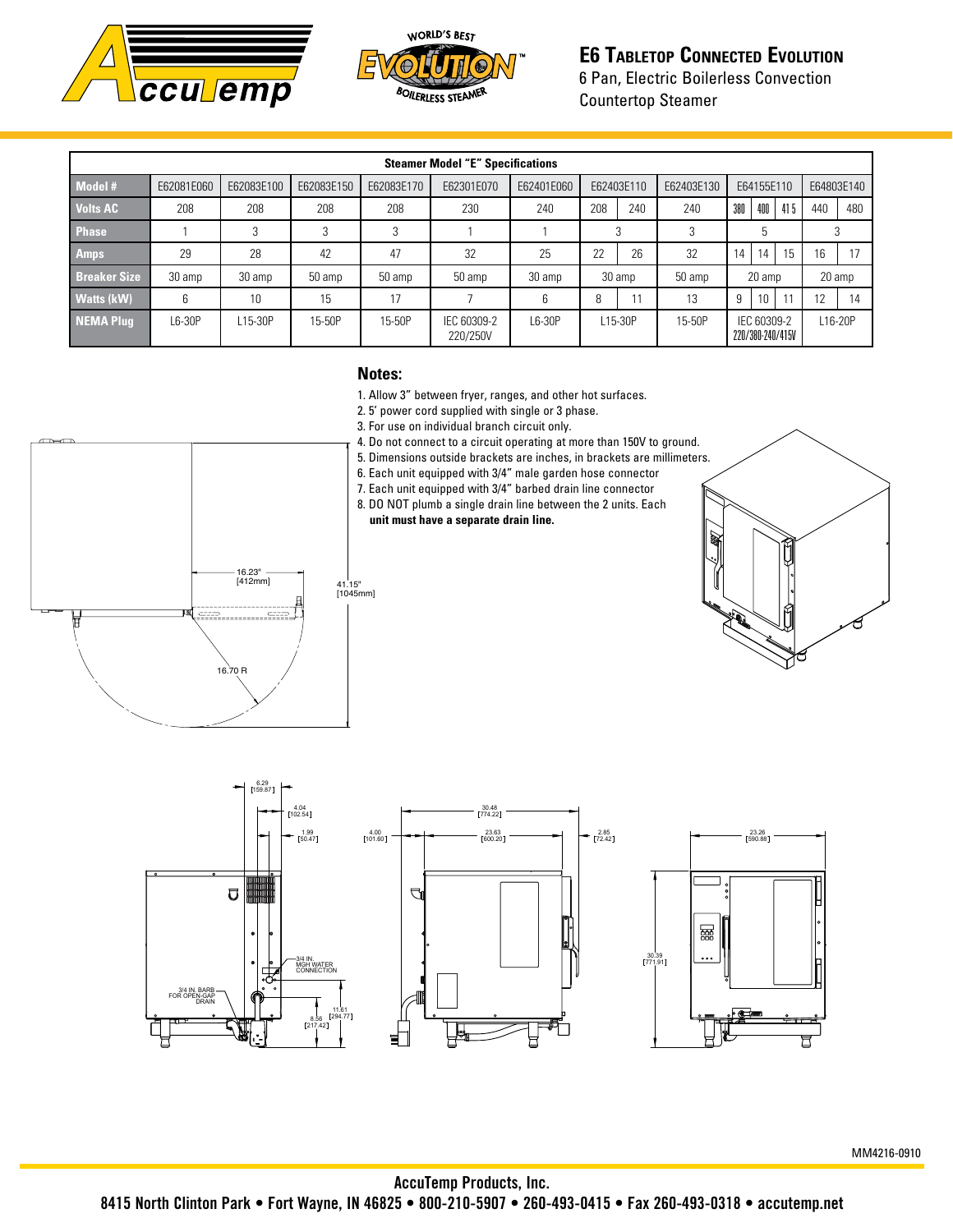# E6 Tabletop Connected Evolution

6 Pan, Electric Boilerless Convection Countertop Steamer

| Steamer Model "E" Specifications | | | | | | | | | | | | | | | | |
|---|---|---|---|---|---|---|---|---|---|---|---|---|---|---|---|---|
| **Model #** | E62081E060 | E62083E100 | E62083E150 | E62083E170 | E62301E070 | E62401E060 | E62403E110 | | E62403E130 | E64155E110 | | | E64803E140 | |
| **Volts AC** | 208 | 208 | 208 | 208 | 230 | 240 | 208 | 240 | 240 | 380 | 400 | 415 | 440 | 480 |
| **Phase** | 1 | 3 | 3 | 3 | 1 | 1 | 3 | | 3 | 5 | | | 3 | |
| **Amps** | 29 | 28 | 42 | 47 | 32 | 25 | 22 | 26 | 32 | 14 | 14 | 15 | 16 | 17 |
| **Breaker Size** | 30 amp | 30 amp | 50 amp | 50 amp | 50 amp | 30 amp | 30 amp | | 50 amp | 20 amp | | | 20 amp | |
| **Watts (kW)** | 6 | 10 | 15 | 17 | 7 | 6 | 8 | 11 | 13 | 9 | 10 | 11 | 12 | 14 |
| **NEMA Plug** | L6-30P | L15-30P | 15-50P | 15-50P | IEC 60309-2 220/250V | L6-30P | L15-30P | | 15-50P | IEC 60309-2 220/380-240/415V | | | L16-20P | |

## Notes:

1. Allow 3" between fryer, ranges, and other hot surfaces.
2. 5' power cord supplied with single or 3 phase.
3. For use on individual branch circuit only.
4. Do not connect to a circuit operating at more than 150V to ground.
5. Dimensions outside brackets are inches, in brackets are millimeters.
6. Each unit equipped with 3/4" male garden hose connector
7. Each unit equipped with 3/4" barbed drain line connector
8. DO NOT plumb a single drain line between the 2 units. Each **unit must have a separate drain line.**

16.23" [412mm]
41.15" [1045mm]
16.70 R

6.29 [159.87]
4.04 [102.54]
1.99 [50.47]
3/4 IN. MGH WATER CONNECTION
3/4 IN. BARB FOR OPEN-GAP DRAIN
11.61 [294.77]
8.56 [217.42]

30.48 [774.22]
4.00 [101.60]
23.63 [600.20]
2.85 [72.42]

23.26 [590.88]
30.39 [771.91]

MM4216-0910

AccuTemp Products, Inc.
8415 North Clinton Park • Fort Wayne, IN 46825 • 800-210-5907 • 260-493-0415 • Fax 260-493-0318 • accutemp.net